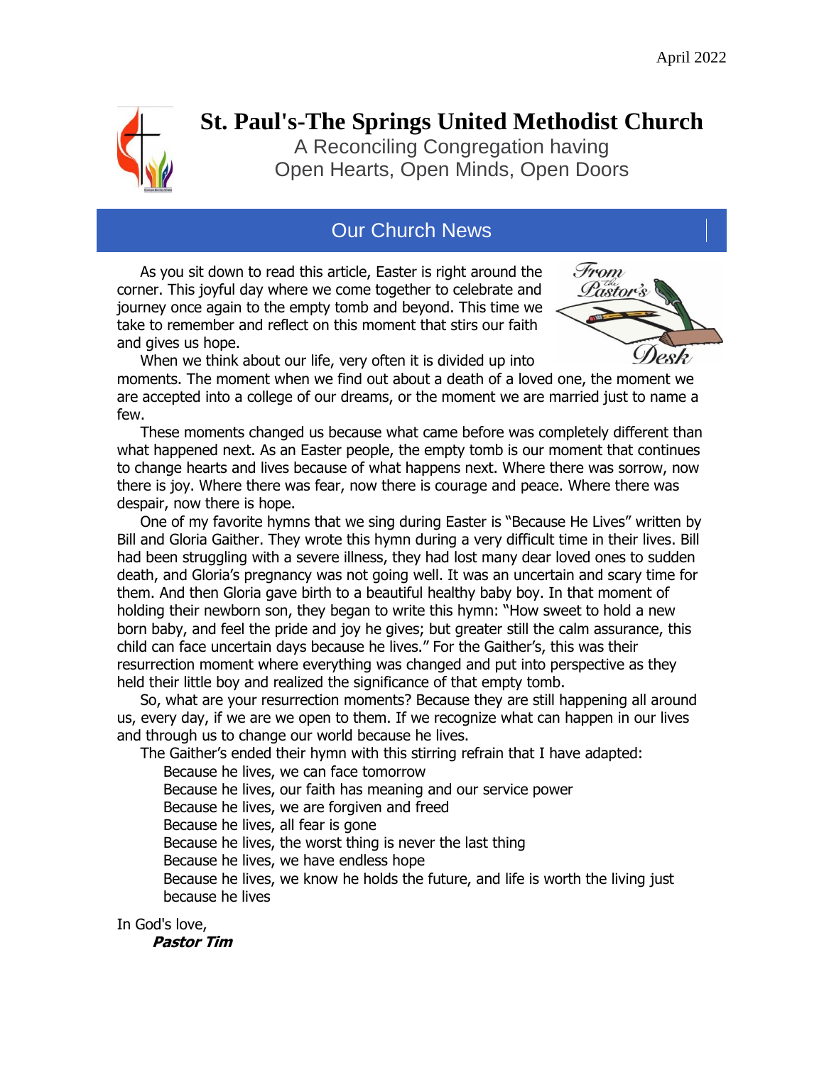April 2022

# St. Paul's-The Springs United Methodist Church

A Reconciling Congregation having
Open Hearts, Open Minds, Open Doors

## Our Church News

*From the Pastor's Desk*

As you sit down to read this article, Easter is right around the corner. This joyful day where we come together to celebrate and journey once again to the empty tomb and beyond. This time we take to remember and reflect on this moment that stirs our faith and gives us hope.

When we think about our life, very often it is divided up into moments. The moment when we find out about a death of a loved one, the moment we are accepted into a college of our dreams, or the moment we are married just to name a few.

These moments changed us because what came before was completely different than what happened next. As an Easter people, the empty tomb is our moment that continues to change hearts and lives because of what happens next. Where there was sorrow, now there is joy. Where there was fear, now there is courage and peace. Where there was despair, now there is hope.

One of my favorite hymns that we sing during Easter is "Because He Lives" written by Bill and Gloria Gaither. They wrote this hymn during a very difficult time in their lives. Bill had been struggling with a severe illness, they had lost many dear loved ones to sudden death, and Gloria's pregnancy was not going well. It was an uncertain and scary time for them. And then Gloria gave birth to a beautiful healthy baby boy. In that moment of holding their newborn son, they began to write this hymn: "How sweet to hold a new born baby, and feel the pride and joy he gives; but greater still the calm assurance, this child can face uncertain days because he lives." For the Gaither's, this was their resurrection moment where everything was changed and put into perspective as they held their little boy and realized the significance of that empty tomb.

So, what are your resurrection moments? Because they are still happening all around us, every day, if we are we open to them. If we recognize what can happen in our lives and through us to change our world because he lives.

The Gaither's ended their hymn with this stirring refrain that I have adapted:

Because he lives, we can face tomorrow
Because he lives, our faith has meaning and our service power
Because he lives, we are forgiven and freed
Because he lives, all fear is gone
Because he lives, the worst thing is never the last thing
Because he lives, we have endless hope
Because he lives, we know he holds the future, and life is worth the living just because he lives

In God's love,
***Pastor Tim***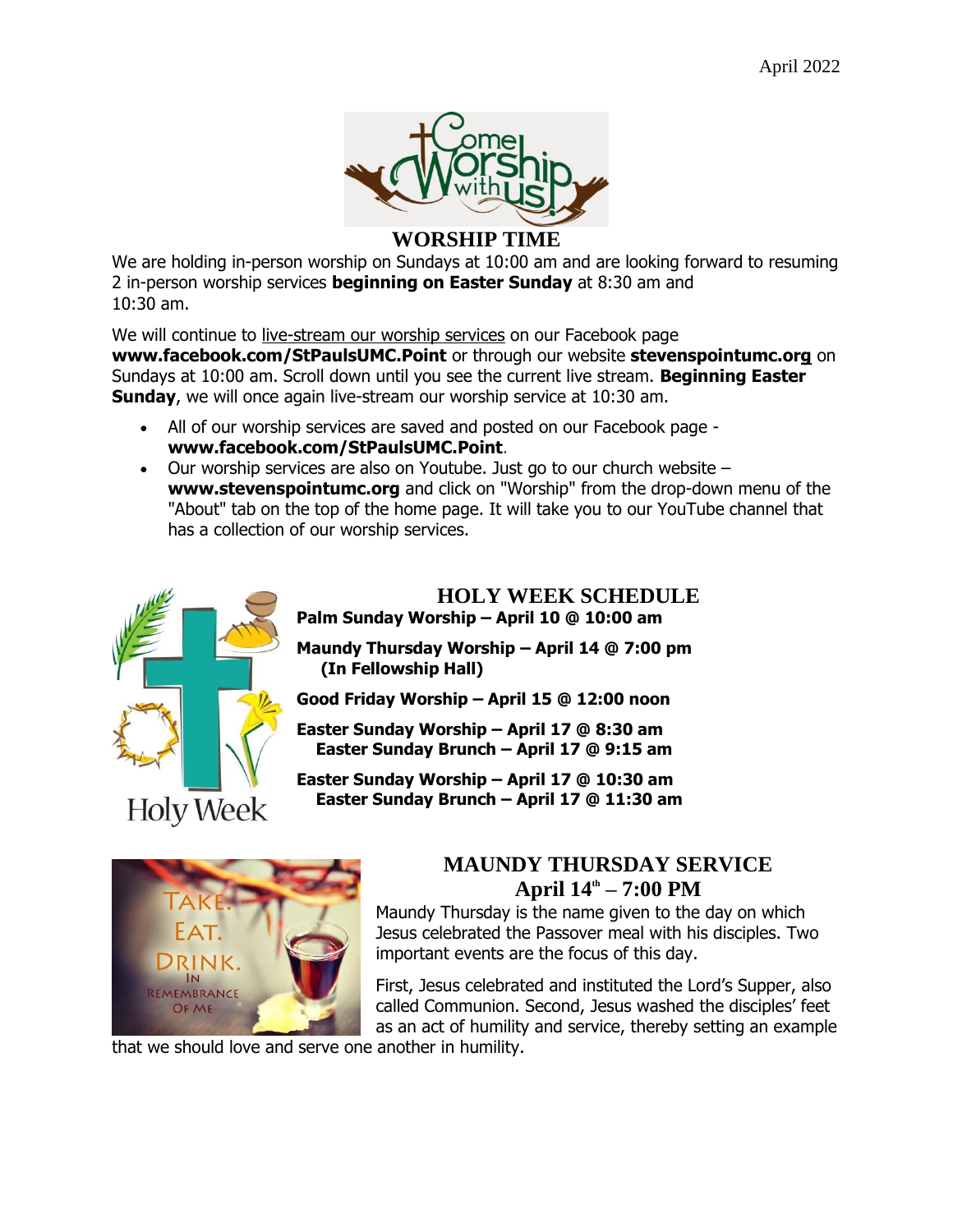April 2022

## WORSHIP TIME

We are holding in-person worship on Sundays at 10:00 am and are looking forward to resuming 2 in-person worship services **beginning on Easter Sunday** at 8:30 am and 10:30 am.

We will continue to live-stream our worship services on our Facebook page **www.facebook.com/StPaulsUMC.Point** or through our website **stevenspointumc.org** on Sundays at 10:00 am. Scroll down until you see the current live stream. **Beginning Easter Sunday**, we will once again live-stream our worship service at 10:30 am.

- All of our worship services are saved and posted on our Facebook page - **www.facebook.com/StPaulsUMC.Point**.
- Our worship services are also on Youtube. Just go to our church website – **www.stevenspointumc.org** and click on "Worship" from the drop-down menu of the "About" tab on the top of the home page. It will take you to our YouTube channel that has a collection of our worship services.

## HOLY WEEK SCHEDULE

**Palm Sunday Worship – April 10 @ 10:00 am**

**Maundy Thursday Worship – April 14 @ 7:00 pm (In Fellowship Hall)**

**Good Friday Worship – April 15 @ 12:00 noon**

**Easter Sunday Worship – April 17 @ 8:30 am**
**Easter Sunday Brunch – April 17 @ 9:15 am**

**Easter Sunday Worship – April 17 @ 10:30 am**
**Easter Sunday Brunch – April 17 @ 11:30 am**

## MAUNDY THURSDAY SERVICE
## April 14th – 7:00 PM

Maundy Thursday is the name given to the day on which Jesus celebrated the Passover meal with his disciples. Two important events are the focus of this day.

First, Jesus celebrated and instituted the Lord's Supper, also called Communion. Second, Jesus washed the disciples' feet as an act of humility and service, thereby setting an example that we should love and serve one another in humility.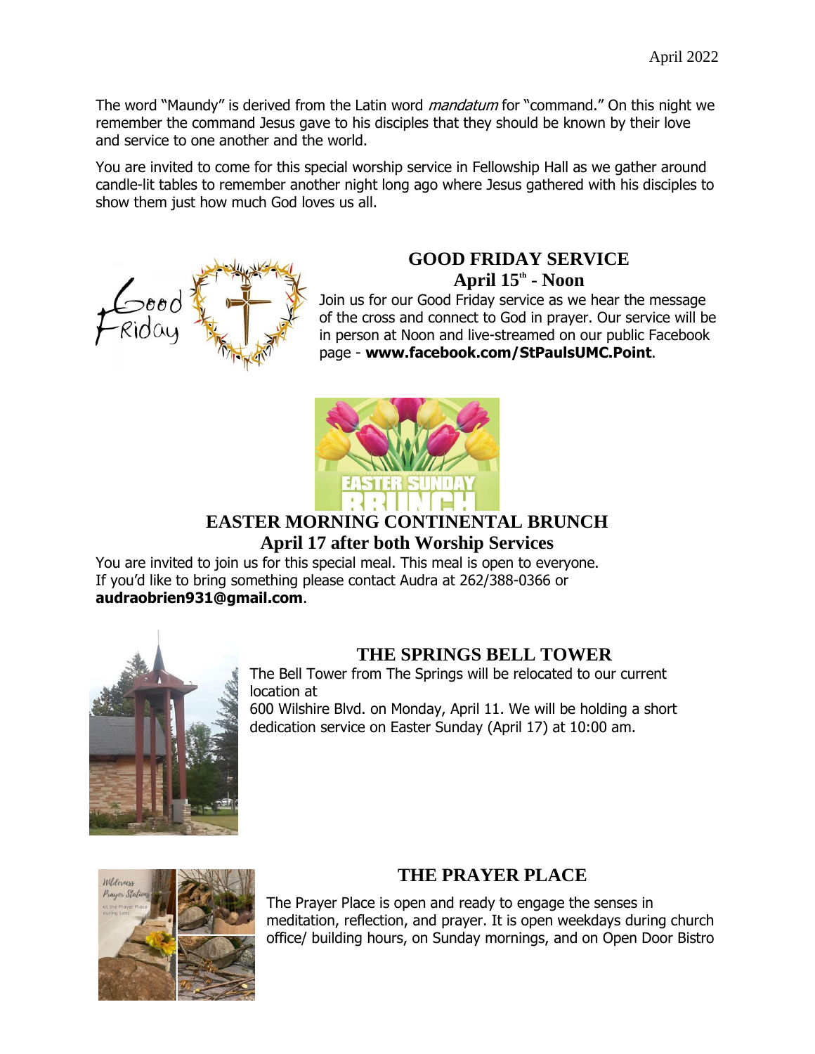The word "Maundy" is derived from the Latin word *mandatum* for "command." On this night we remember the command Jesus gave to his disciples that they should be known by their love and service to one another and the world.

You are invited to come for this special worship service in Fellowship Hall as we gather around candle-lit tables to remember another night long ago where Jesus gathered with his disciples to show them just how much God loves us all.

## GOOD FRIDAY SERVICE

### April 15th - Noon

Join us for our Good Friday service as we hear the message of the cross and connect to God in prayer. Our service will be in person at Noon and live-streamed on our public Facebook page - **www.facebook.com/StPaulsUMC.Point**.

## EASTER MORNING CONTINENTAL BRUNCH

### April 17 after both Worship Services

You are invited to join us for this special meal. This meal is open to everyone. If you'd like to bring something please contact Audra at 262/388-0366 or **audraobrien931@gmail.com**.

## THE SPRINGS BELL TOWER

The Bell Tower from The Springs will be relocated to our current location at 600 Wilshire Blvd. on Monday, April 11. We will be holding a short dedication service on Easter Sunday (April 17) at 10:00 am.

## THE PRAYER PLACE

The Prayer Place is open and ready to engage the senses in meditation, reflection, and prayer. It is open weekdays during church office/ building hours, on Sunday mornings, and on Open Door Bistro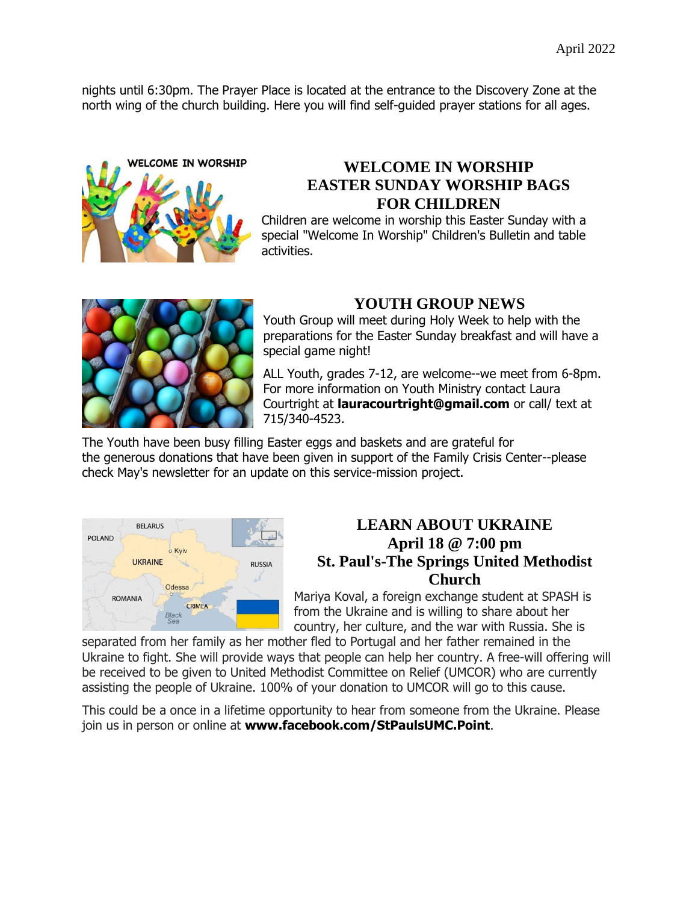nights until 6:30pm. The Prayer Place is located at the entrance to the Discovery Zone at the north wing of the church building. Here you will find self-guided prayer stations for all ages.

## WELCOME IN WORSHIP EASTER SUNDAY WORSHIP BAGS FOR CHILDREN

Children are welcome in worship this Easter Sunday with a special "Welcome In Worship" Children's Bulletin and table activities.

## YOUTH GROUP NEWS

Youth Group will meet during Holy Week to help with the preparations for the Easter Sunday breakfast and will have a special game night!

ALL Youth, grades 7-12, are welcome--we meet from 6-8pm. For more information on Youth Ministry contact Laura Courtright at **lauracourtright@gmail.com** or call/ text at 715/340-4523.

The Youth have been busy filling Easter eggs and baskets and are grateful for the generous donations that have been given in support of the Family Crisis Center--please check May's newsletter for an update on this service-mission project.

## LEARN ABOUT UKRAINE
## April 18 @ 7:00 pm
## St. Paul's-The Springs United Methodist Church

Mariya Koval, a foreign exchange student at SPASH is from the Ukraine and is willing to share about her country, her culture, and the war with Russia. She is separated from her family as her mother fled to Portugal and her father remained in the Ukraine to fight. She will provide ways that people can help her country. A free-will offering will be received to be given to United Methodist Committee on Relief (UMCOR) who are currently assisting the people of Ukraine. 100% of your donation to UMCOR will go to this cause.

This could be a once in a lifetime opportunity to hear from someone from the Ukraine. Please join us in person or online at **www.facebook.com/StPaulsUMC.Point**.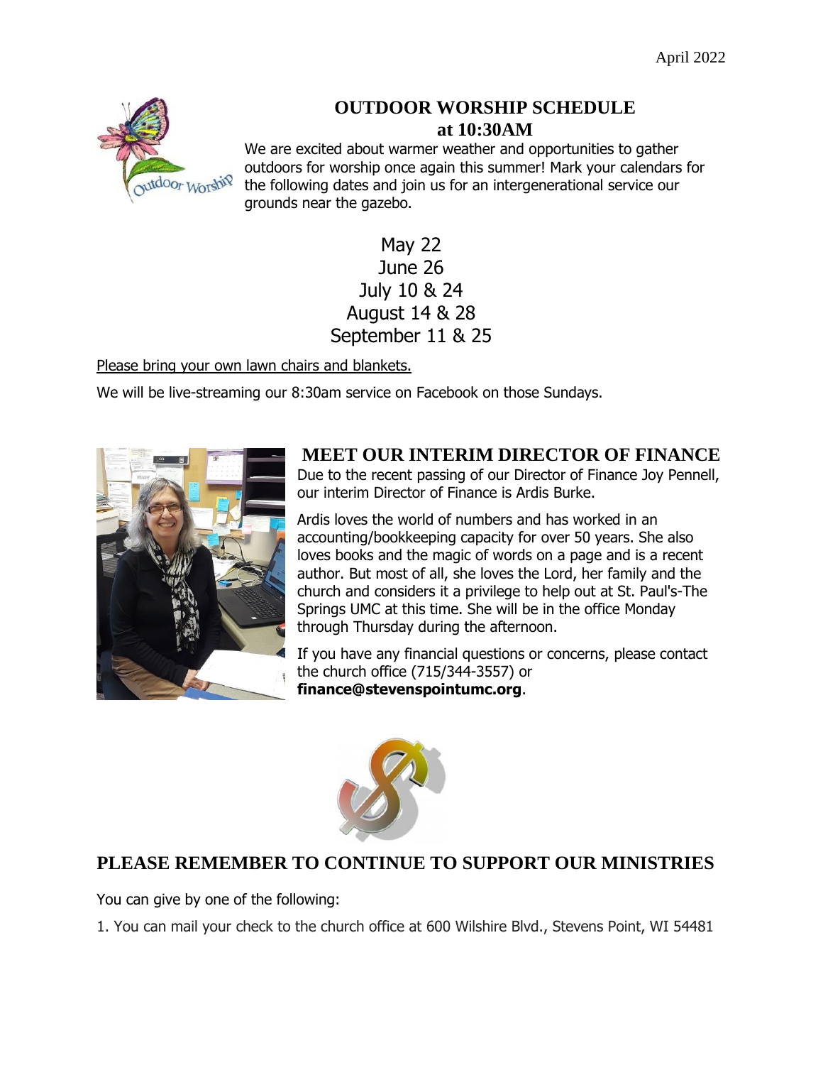## OUTDOOR WORSHIP SCHEDULE at 10:30AM

We are excited about warmer weather and opportunities to gather outdoors for worship once again this summer! Mark your calendars for the following dates and join us for an intergenerational service our grounds near the gazebo.

May 22
June 26
July 10 & 24
August 14 & 28
September 11 & 25

Please bring your own lawn chairs and blankets.

We will be live-streaming our 8:30am service on Facebook on those Sundays.

## MEET OUR INTERIM DIRECTOR OF FINANCE

Due to the recent passing of our Director of Finance Joy Pennell, our interim Director of Finance is Ardis Burke.

Ardis loves the world of numbers and has worked in an accounting/bookkeeping capacity for over 50 years. She also loves books and the magic of words on a page and is a recent author. But most of all, she loves the Lord, her family and the church and considers it a privilege to help out at St. Paul's-The Springs UMC at this time. She will be in the office Monday through Thursday during the afternoon.

If you have any financial questions or concerns, please contact the church office (715/344-3557) or **finance@stevenspointumc.org**.

## PLEASE REMEMBER TO CONTINUE TO SUPPORT OUR MINISTRIES

You can give by one of the following:

1. You can mail your check to the church office at 600 Wilshire Blvd., Stevens Point, WI 54481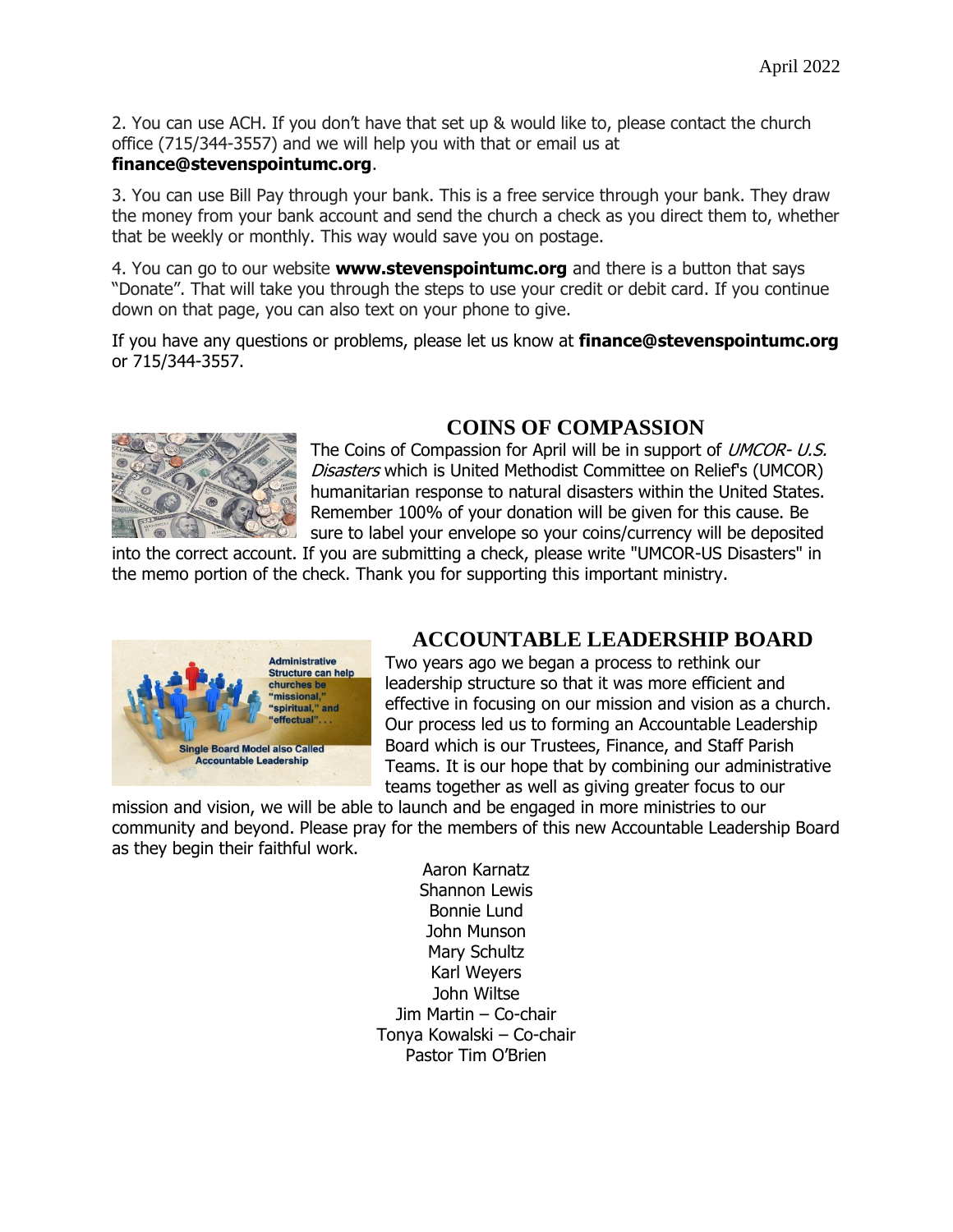2. You can use ACH. If you don't have that set up & would like to, please contact the church office (715/344-3557) and we will help you with that or email us at **finance@stevenspointumc.org**.

3. You can use Bill Pay through your bank. This is a free service through your bank. They draw the money from your bank account and send the church a check as you direct them to, whether that be weekly or monthly. This way would save you on postage.

4. You can go to our website **www.stevenspointumc.org** and there is a button that says "Donate". That will take you through the steps to use your credit or debit card. If you continue down on that page, you can also text on your phone to give.

If you have any questions or problems, please let us know at **finance@stevenspointumc.org** or 715/344-3557.

## COINS OF COMPASSION

The Coins of Compassion for April will be in support of *UMCOR- U.S. Disasters* which is United Methodist Committee on Relief's (UMCOR) humanitarian response to natural disasters within the United States. Remember 100% of your donation will be given for this cause. Be sure to label your envelope so your coins/currency will be deposited into the correct account. If you are submitting a check, please write "UMCOR-US Disasters" in the memo portion of the check. Thank you for supporting this important ministry.

## ACCOUNTABLE LEADERSHIP BOARD

Two years ago we began a process to rethink our leadership structure so that it was more efficient and effective in focusing on our mission and vision as a church. Our process led us to forming an Accountable Leadership Board which is our Trustees, Finance, and Staff Parish Teams. It is our hope that by combining our administrative teams together as well as giving greater focus to our mission and vision, we will be able to launch and be engaged in more ministries to our community and beyond. Please pray for the members of this new Accountable Leadership Board as they begin their faithful work.

Aaron Karnatz
Shannon Lewis
Bonnie Lund
John Munson
Mary Schultz
Karl Weyers
John Wiltse
Jim Martin – Co-chair
Tonya Kowalski – Co-chair
Pastor Tim O'Brien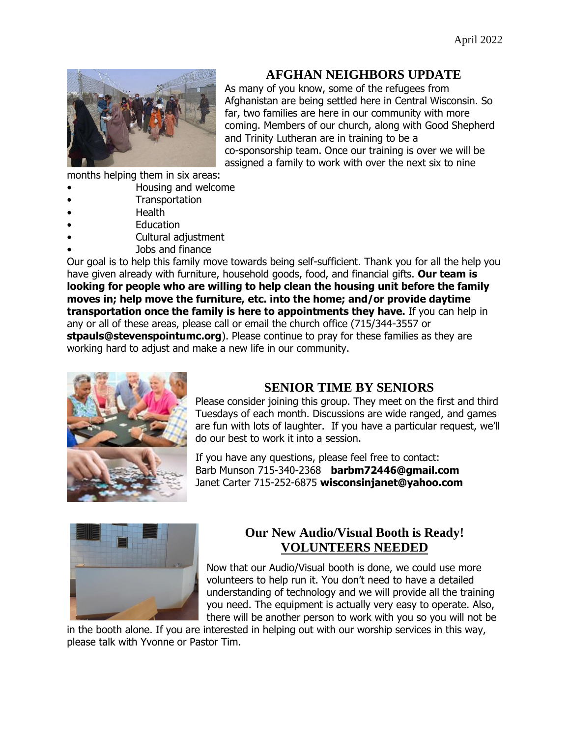April 2022

## AFGHAN NEIGHBORS UPDATE

As many of you know, some of the refugees from Afghanistan are being settled here in Central Wisconsin. So far, two families are here in our community with more coming. Members of our church, along with Good Shepherd and Trinity Lutheran are in training to be a co-sponsorship team. Once our training is over we will be assigned a family to work with over the next six to nine months helping them in six areas:

- Housing and welcome
- Transportation
- Health
- Education
- Cultural adjustment
- Jobs and finance

Our goal is to help this family move towards being self-sufficient. Thank you for all the help you have given already with furniture, household goods, food, and financial gifts. **Our team is looking for people who are willing to help clean the housing unit before the family moves in; help move the furniture, etc. into the home; and/or provide daytime transportation once the family is here to appointments they have.** If you can help in any or all of these areas, please call or email the church office (715/344-3557 or **stpauls@stevenspointumc.org**). Please continue to pray for these families as they are working hard to adjust and make a new life in our community.

## SENIOR TIME BY SENIORS

Please consider joining this group. They meet on the first and third Tuesdays of each month. Discussions are wide ranged, and games are fun with lots of laughter. If you have a particular request, we'll do our best to work it into a session.

If you have any questions, please feel free to contact:
Barb Munson 715-340-2368 **barbm72446@gmail.com**
Janet Carter 715-252-6875 **wisconsinjanet@yahoo.com**

## Our New Audio/Visual Booth is Ready!
## VOLUNTEERS NEEDED

Now that our Audio/Visual booth is done, we could use more volunteers to help run it. You don't need to have a detailed understanding of technology and we will provide all the training you need. The equipment is actually very easy to operate. Also, there will be another person to work with you so you will not be in the booth alone. If you are interested in helping out with our worship services in this way, please talk with Yvonne or Pastor Tim.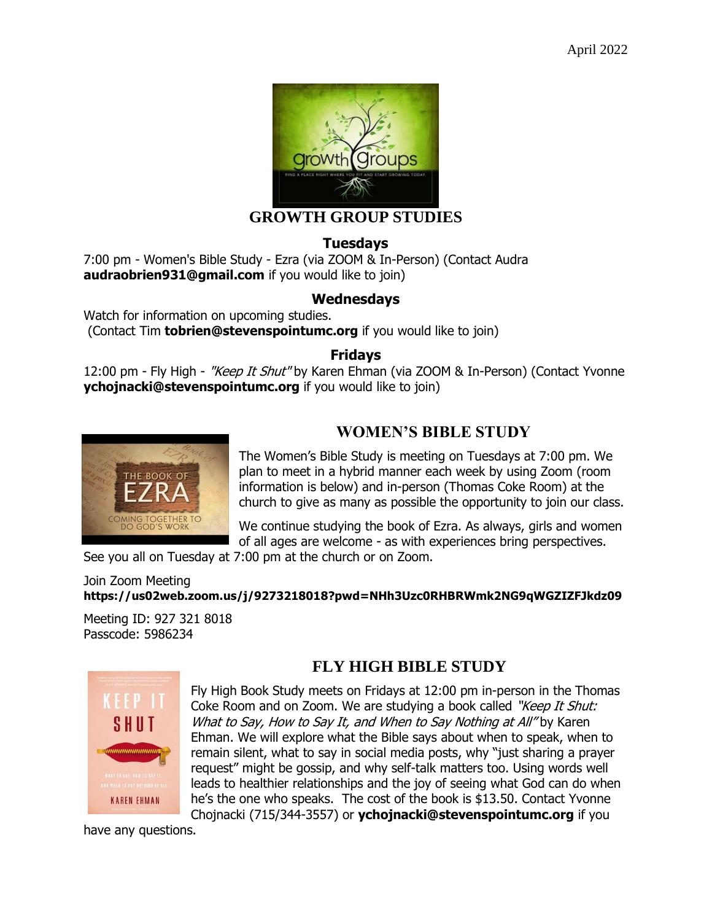April 2022

## GROWTH GROUP STUDIES

### Tuesdays

7:00 pm - Women's Bible Study - Ezra (via ZOOM & In-Person) (Contact Audra **audraobrien931@gmail.com** if you would like to join)

### Wednesdays

Watch for information on upcoming studies.
(Contact Tim **tobrien@stevenspointumc.org** if you would like to join)

### Fridays

12:00 pm - Fly High - *"Keep It Shut"* by Karen Ehman (via ZOOM & In-Person) (Contact Yvonne **ychojnacki@stevenspointumc.org** if you would like to join)

## WOMEN'S BIBLE STUDY

The Women's Bible Study is meeting on Tuesdays at 7:00 pm. We plan to meet in a hybrid manner each week by using Zoom (room information is below) and in-person (Thomas Coke Room) at the church to give as many as possible the opportunity to join our class.

We continue studying the book of Ezra. As always, girls and women of all ages are welcome - as with experiences bring perspectives. See you all on Tuesday at 7:00 pm at the church or on Zoom.

Join Zoom Meeting
**https://us02web.zoom.us/j/9273218018?pwd=NHh3Uzc0RHBRWmk2NG9qWGZIZFJkdz09**

Meeting ID: 927 321 8018
Passcode: 5986234

## FLY HIGH BIBLE STUDY

Fly High Book Study meets on Fridays at 12:00 pm in-person in the Thomas Coke Room and on Zoom. We are studying a book called *"Keep It Shut: What to Say, How to Say It, and When to Say Nothing at All"* by Karen Ehman. We will explore what the Bible says about when to speak, when to remain silent, what to say in social media posts, why "just sharing a prayer request" might be gossip, and why self-talk matters too. Using words well leads to healthier relationships and the joy of seeing what God can do when he's the one who speaks. The cost of the book is $13.50. Contact Yvonne Chojnacki (715/344-3557) or **ychojnacki@stevenspointumc.org** if you have any questions.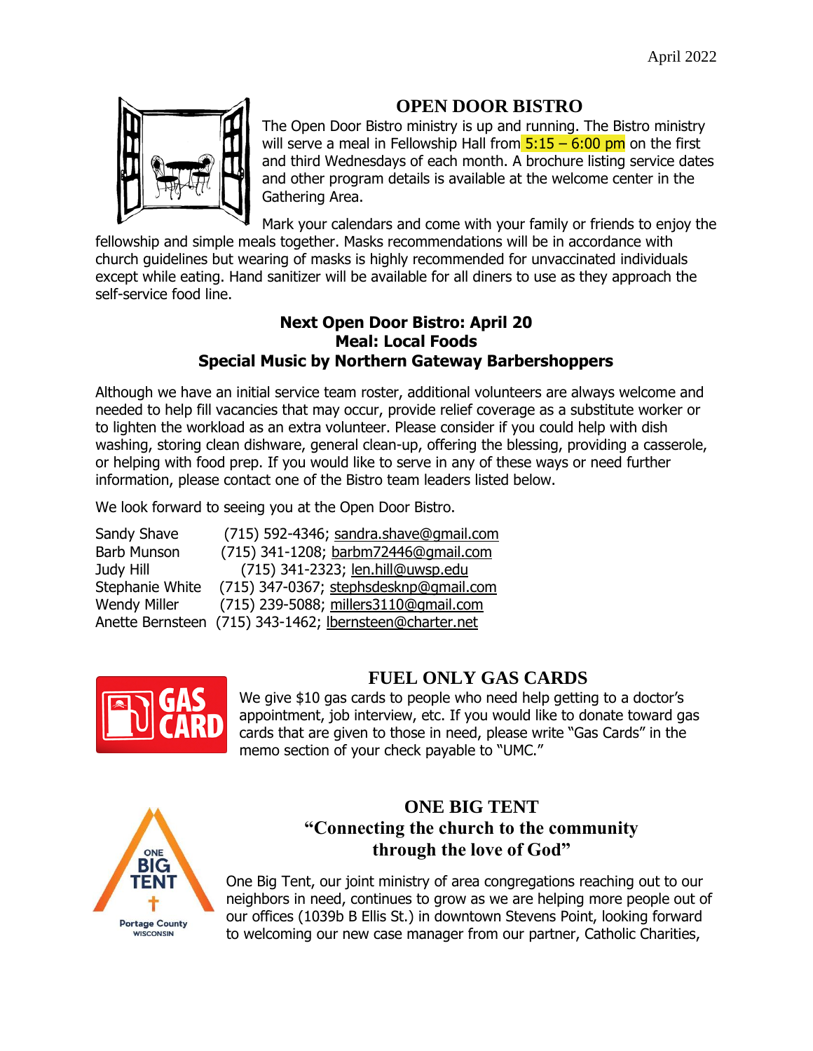## OPEN DOOR BISTRO

The Open Door Bistro ministry is up and running. The Bistro ministry will serve a meal in Fellowship Hall from 5:15 – 6:00 pm on the first and third Wednesdays of each month. A brochure listing service dates and other program details is available at the welcome center in the Gathering Area.

Mark your calendars and come with your family or friends to enjoy the fellowship and simple meals together. Masks recommendations will be in accordance with church guidelines but wearing of masks is highly recommended for unvaccinated individuals except while eating. Hand sanitizer will be available for all diners to use as they approach the self-service food line.

**Next Open Door Bistro: April 20**
**Meal: Local Foods**
**Special Music by Northern Gateway Barbershoppers**

Although we have an initial service team roster, additional volunteers are always welcome and needed to help fill vacancies that may occur, provide relief coverage as a substitute worker or to lighten the workload as an extra volunteer. Please consider if you could help with dish washing, storing clean dishware, general clean-up, offering the blessing, providing a casserole, or helping with food prep. If you would like to serve in any of these ways or need further information, please contact one of the Bistro team leaders listed below.

We look forward to seeing you at the Open Door Bistro.

Sandy Shave (715) 592-4346; sandra.shave@gmail.com
Barb Munson (715) 341-1208; barbm72446@gmail.com
Judy Hill (715) 341-2323; len.hill@uwsp.edu
Stephanie White (715) 347-0367; stephsdesknp@gmail.com
Wendy Miller (715) 239-5088; millers3110@gmail.com
Anette Bernsteen (715) 343-1462; lbernsteen@charter.net

## FUEL ONLY GAS CARDS

We give $10 gas cards to people who need help getting to a doctor's appointment, job interview, etc. If you would like to donate toward gas cards that are given to those in need, please write "Gas Cards" in the memo section of your check payable to "UMC."

## ONE BIG TENT
### "Connecting the church to the community through the love of God"

One Big Tent, our joint ministry of area congregations reaching out to our neighbors in need, continues to grow as we are helping more people out of our offices (1039b B Ellis St.) in downtown Stevens Point, looking forward to welcoming our new case manager from our partner, Catholic Charities,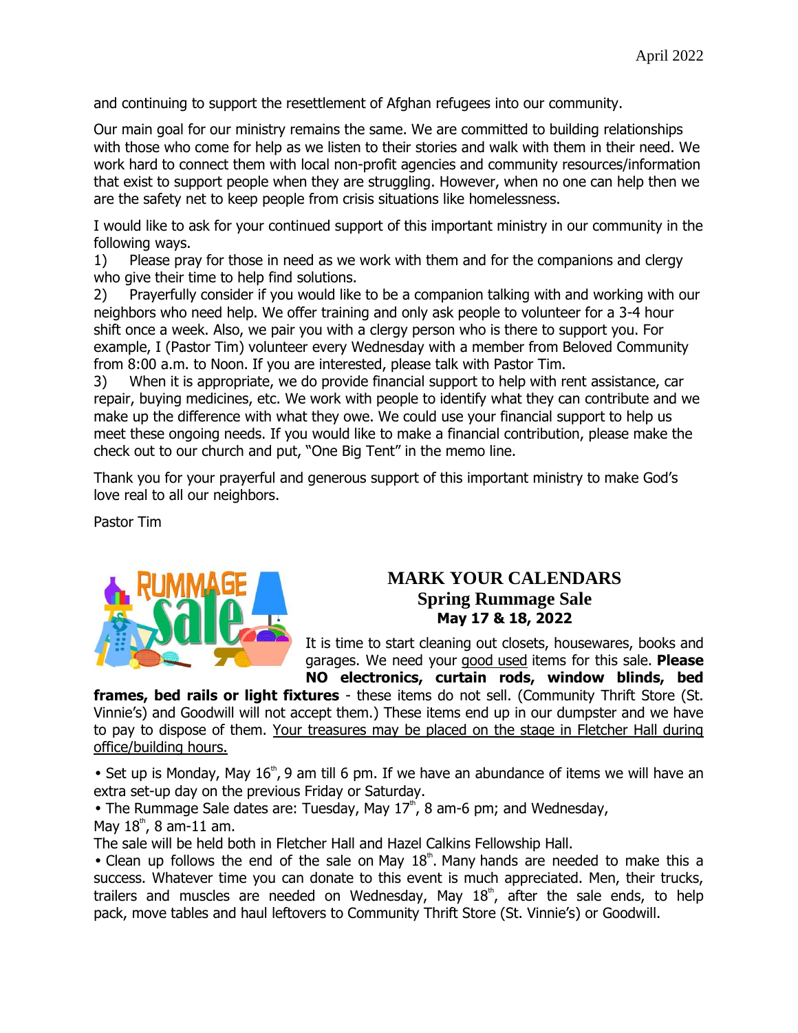and continuing to support the resettlement of Afghan refugees into our community.

Our main goal for our ministry remains the same. We are committed to building relationships with those who come for help as we listen to their stories and walk with them in their need. We work hard to connect them with local non-profit agencies and community resources/information that exist to support people when they are struggling. However, when no one can help then we are the safety net to keep people from crisis situations like homelessness.

I would like to ask for your continued support of this important ministry in our community in the following ways.

1) Please pray for those in need as we work with them and for the companions and clergy who give their time to help find solutions.
2) Prayerfully consider if you would like to be a companion talking with and working with our neighbors who need help. We offer training and only ask people to volunteer for a 3-4 hour shift once a week. Also, we pair you with a clergy person who is there to support you. For example, I (Pastor Tim) volunteer every Wednesday with a member from Beloved Community from 8:00 a.m. to Noon. If you are interested, please talk with Pastor Tim.
3) When it is appropriate, we do provide financial support to help with rent assistance, car repair, buying medicines, etc. We work with people to identify what they can contribute and we make up the difference with what they owe. We could use your financial support to help us meet these ongoing needs. If you would like to make a financial contribution, please make the check out to our church and put, "One Big Tent" in the memo line.

Thank you for your prayerful and generous support of this important ministry to make God's love real to all our neighbors.

Pastor Tim

## MARK YOUR CALENDARS
### Spring Rummage Sale
**May 17 & 18, 2022**

It is time to start cleaning out closets, housewares, books and garages. We need your good used items for this sale. **Please NO electronics, curtain rods, window blinds, bed frames, bed rails or light fixtures** - these items do not sell. (Community Thrift Store (St. Vinnie's) and Goodwill will not accept them.) These items end up in our dumpster and we have to pay to dispose of them. Your treasures may be placed on the stage in Fletcher Hall during office/building hours.

• Set up is Monday, May 16th, 9 am till 6 pm. If we have an abundance of items we will have an extra set-up day on the previous Friday or Saturday.
• The Rummage Sale dates are: Tuesday, May 17th, 8 am-6 pm; and Wednesday, May 18th, 8 am-11 am.
The sale will be held both in Fletcher Hall and Hazel Calkins Fellowship Hall.
• Clean up follows the end of the sale on May 18th. Many hands are needed to make this a success. Whatever time you can donate to this event is much appreciated. Men, their trucks, trailers and muscles are needed on Wednesday, May 18th, after the sale ends, to help pack, move tables and haul leftovers to Community Thrift Store (St. Vinnie's) or Goodwill.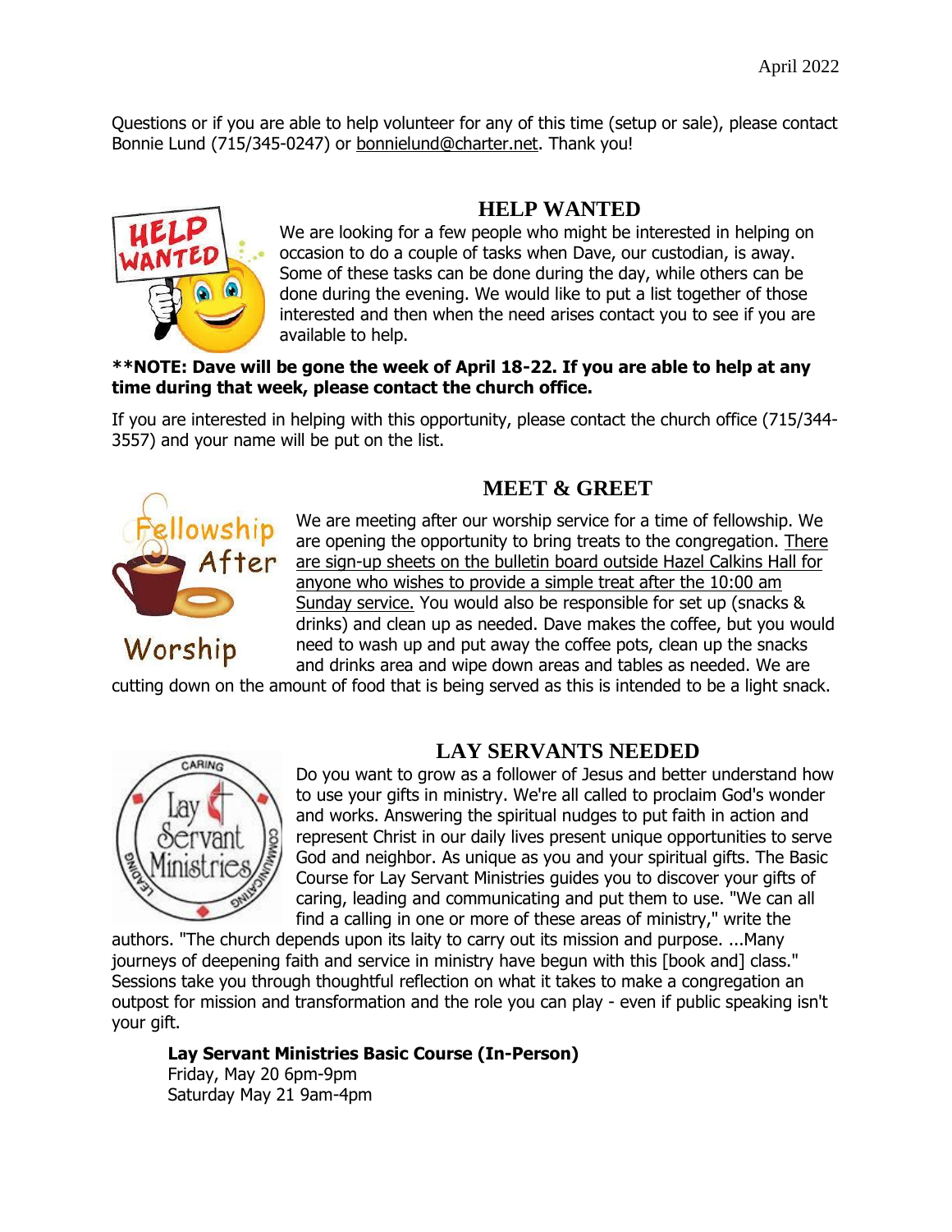Questions or if you are able to help volunteer for any of this time (setup or sale), please contact Bonnie Lund (715/345-0247) or bonnielund@charter.net. Thank you!

## HELP WANTED

We are looking for a few people who might be interested in helping on occasion to do a couple of tasks when Dave, our custodian, is away. Some of these tasks can be done during the day, while others can be done during the evening. We would like to put a list together of those interested and then when the need arises contact you to see if you are available to help.

**\*\*NOTE: Dave will be gone the week of April 18-22. If you are able to help at any time during that week, please contact the church office.**

If you are interested in helping with this opportunity, please contact the church office (715/344-3557) and your name will be put on the list.

## MEET & GREET

We are meeting after our worship service for a time of fellowship. We are opening the opportunity to bring treats to the congregation. There are sign-up sheets on the bulletin board outside Hazel Calkins Hall for anyone who wishes to provide a simple treat after the 10:00 am Sunday service. You would also be responsible for set up (snacks & drinks) and clean up as needed. Dave makes the coffee, but you would need to wash up and put away the coffee pots, clean up the snacks and drinks area and wipe down areas and tables as needed. We are cutting down on the amount of food that is being served as this is intended to be a light snack.

## LAY SERVANTS NEEDED

Do you want to grow as a follower of Jesus and better understand how to use your gifts in ministry. We're all called to proclaim God's wonder and works. Answering the spiritual nudges to put faith in action and represent Christ in our daily lives present unique opportunities to serve God and neighbor. As unique as you and your spiritual gifts. The Basic Course for Lay Servant Ministries guides you to discover your gifts of caring, leading and communicating and put them to use. "We can all find a calling in one or more of these areas of ministry," write the authors. "The church depends upon its laity to carry out its mission and purpose. ...Many journeys of deepening faith and service in ministry have begun with this [book and] class." Sessions take you through thoughtful reflection on what it takes to make a congregation an outpost for mission and transformation and the role you can play - even if public speaking isn't your gift.

**Lay Servant Ministries Basic Course (In-Person)**
Friday, May 20 6pm-9pm
Saturday May 21 9am-4pm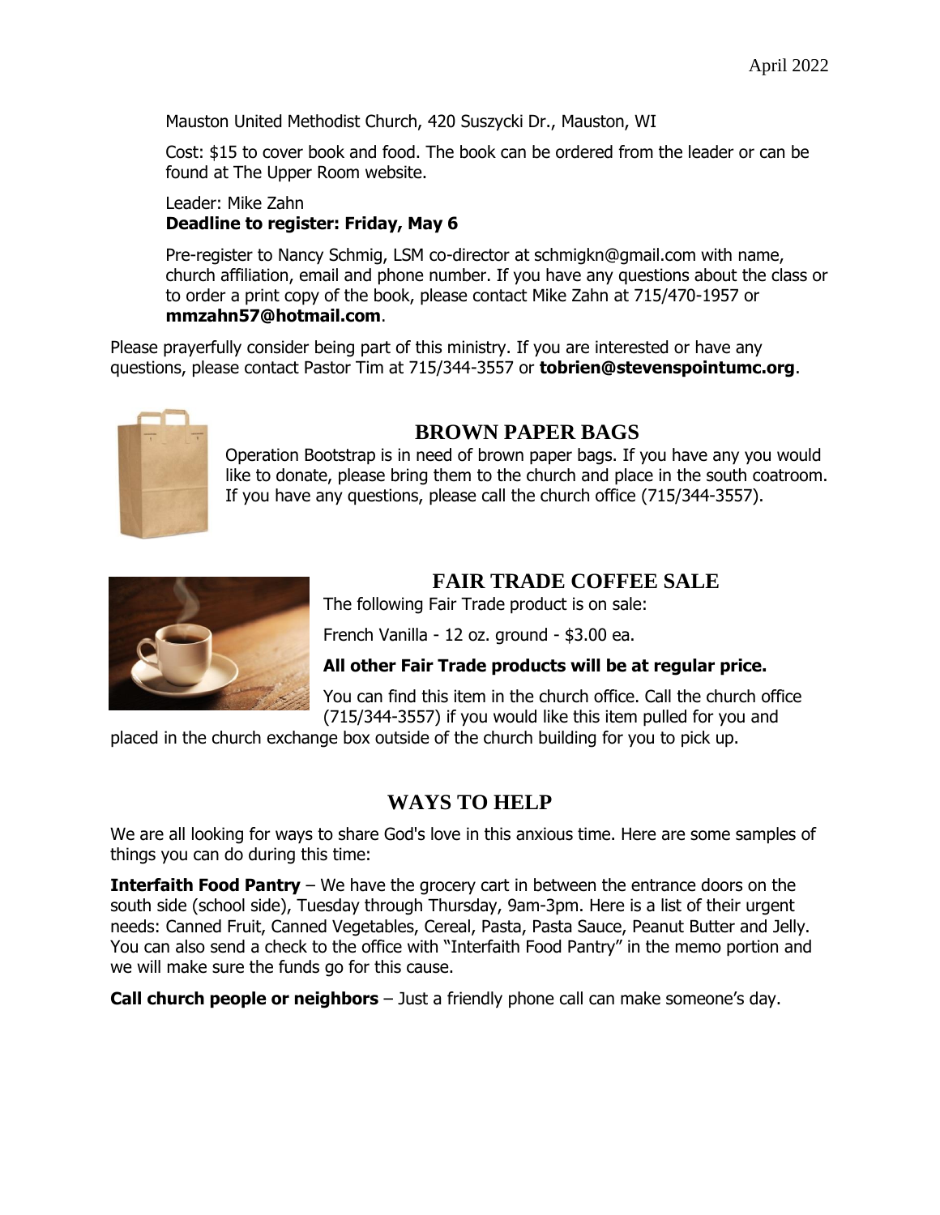Mauston United Methodist Church, 420 Suszycki Dr., Mauston, WI

Cost: $15 to cover book and food. The book can be ordered from the leader or can be found at The Upper Room website.

Leader: Mike Zahn
**Deadline to register: Friday, May 6**

Pre-register to Nancy Schmig, LSM co-director at schmigkn@gmail.com with name, church affiliation, email and phone number. If you have any questions about the class or to order a print copy of the book, please contact Mike Zahn at 715/470-1957 or **mmzahn57@hotmail.com**.

Please prayerfully consider being part of this ministry. If you are interested or have any questions, please contact Pastor Tim at 715/344-3557 or **tobrien@stevenspointumc.org**.

## BROWN PAPER BAGS

Operation Bootstrap is in need of brown paper bags. If you have any you would like to donate, please bring them to the church and place in the south coatroom. If you have any questions, please call the church office (715/344-3557).

## FAIR TRADE COFFEE SALE

The following Fair Trade product is on sale:

French Vanilla - 12 oz. ground - $3.00 ea.

**All other Fair Trade products will be at regular price.**

You can find this item in the church office. Call the church office (715/344-3557) if you would like this item pulled for you and placed in the church exchange box outside of the church building for you to pick up.

## WAYS TO HELP

We are all looking for ways to share God's love in this anxious time. Here are some samples of things you can do during this time:

**Interfaith Food Pantry** – We have the grocery cart in between the entrance doors on the south side (school side), Tuesday through Thursday, 9am-3pm. Here is a list of their urgent needs: Canned Fruit, Canned Vegetables, Cereal, Pasta, Pasta Sauce, Peanut Butter and Jelly. You can also send a check to the office with "Interfaith Food Pantry" in the memo portion and we will make sure the funds go for this cause.

**Call church people or neighbors** – Just a friendly phone call can make someone's day.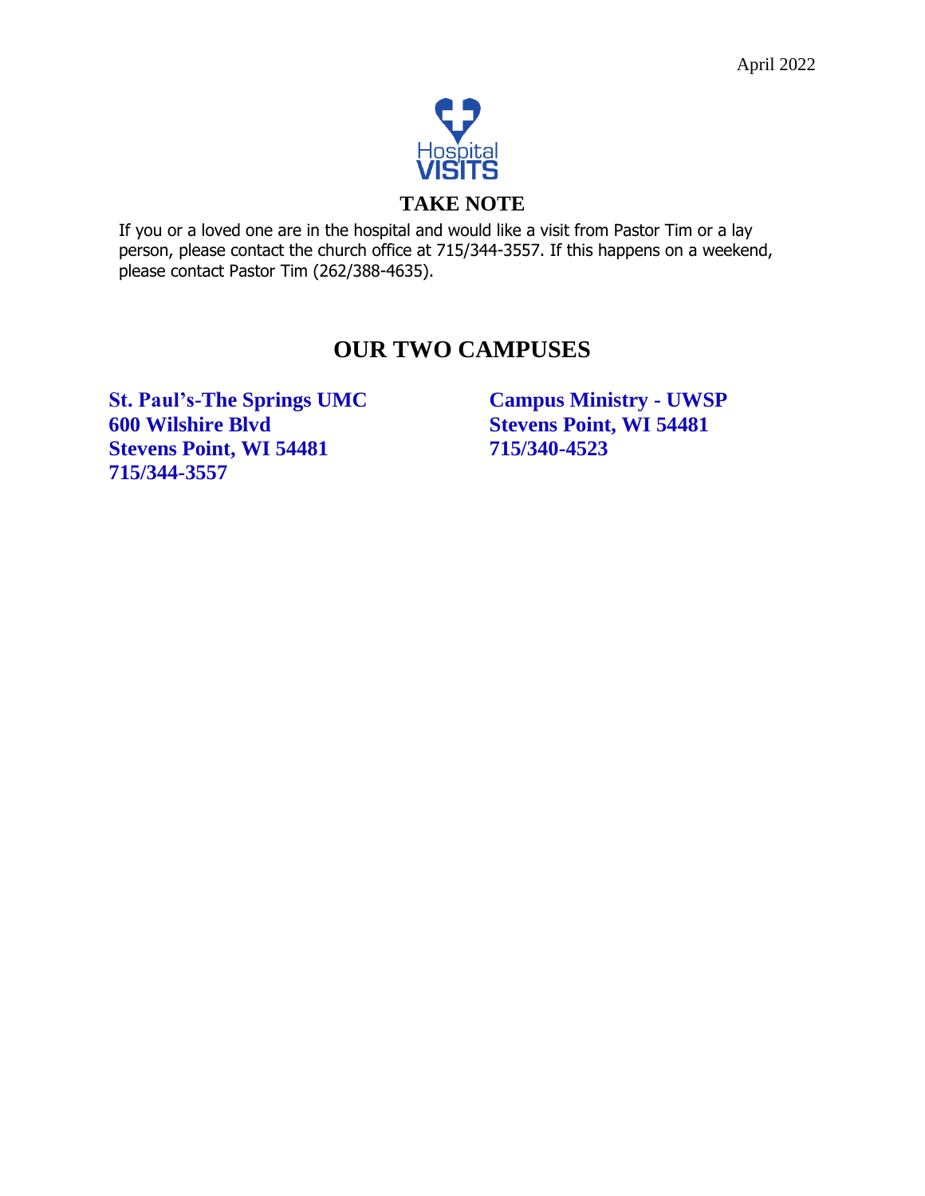April 2022

Hospital VISITS

## TAKE NOTE

If you or a loved one are in the hospital and would like a visit from Pastor Tim or a lay person, please contact the church office at 715/344-3557. If this happens on a weekend, please contact Pastor Tim (262/388-4635).

## OUR TWO CAMPUSES

**St. Paul's-The Springs UMC**
**600 Wilshire Blvd**
**Stevens Point, WI 54481**
**715/344-3557**

**Campus Ministry - UWSP**
**Stevens Point, WI 54481**
**715/340-4523**